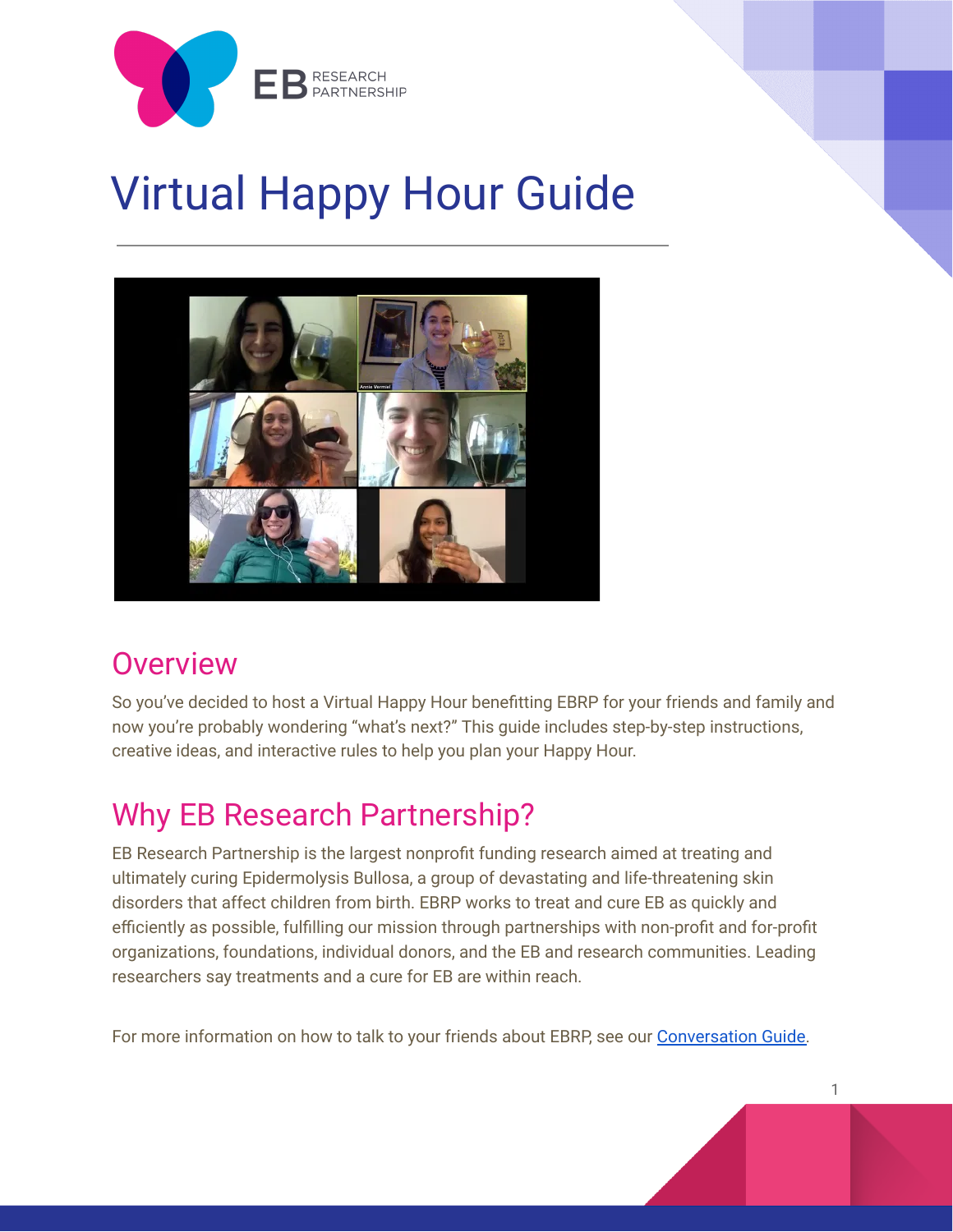EB RESEARCH PARTNERSHIP

# Virtual Happy Hour Guide

## Overview

So you've decided to host a Virtual Happy Hour benefitting EBRP for your friends and family and now you're probably wondering "what's next?" This guide includes step-by-step instructions, creative ideas, and interactive rules to help you plan your Happy Hour.

## Why EB Research Partnership?

EB Research Partnership is the largest nonprofit funding research aimed at treating and ultimately curing Epidermolysis Bullosa, a group of devastating and life-threatening skin disorders that affect children from birth. EBRP works to treat and cure EB as quickly and efficiently as possible, fulfilling our mission through partnerships with non-profit and for-profit organizations, foundations, individual donors, and the EB and research communities. Leading researchers say treatments and a cure for EB are within reach.

For more information on how to talk to your friends about EBRP, see our [Conversation Guide](#).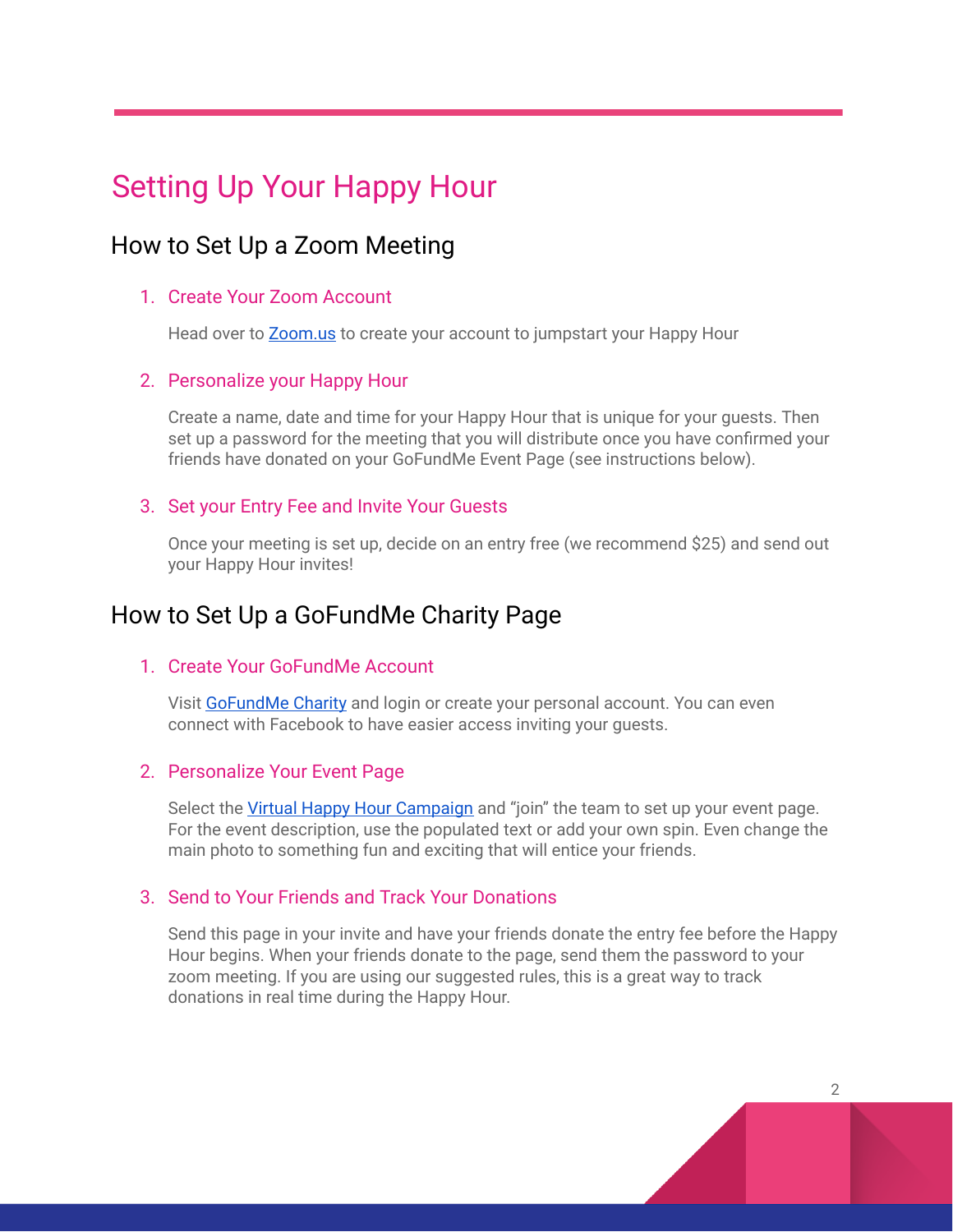# Setting Up Your Happy Hour

## How to Set Up a Zoom Meeting

### 1. Create Your Zoom Account

Head over to [Zoom.us](Zoom.us) to create your account to jumpstart your Happy Hour

### 2. Personalize your Happy Hour

Create a name, date and time for your Happy Hour that is unique for your guests. Then set up a password for the meeting that you will distribute once you have confirmed your friends have donated on your GoFundMe Event Page (see instructions below).

### 3. Set your Entry Fee and Invite Your Guests

Once your meeting is set up, decide on an entry free (we recommend $25) and send out your Happy Hour invites!

## How to Set Up a GoFundMe Charity Page

### 1. Create Your GoFundMe Account

Visit GoFundMe Charity and login or create your personal account. You can even connect with Facebook to have easier access inviting your guests.

### 2. Personalize Your Event Page

Select the Virtual Happy Hour Campaign and "join" the team to set up your event page. For the event description, use the populated text or add your own spin. Even change the main photo to something fun and exciting that will entice your friends.

### 3. Send to Your Friends and Track Your Donations

Send this page in your invite and have your friends donate the entry fee before the Happy Hour begins. When your friends donate to the page, send them the password to your zoom meeting. If you are using our suggested rules, this is a great way to track donations in real time during the Happy Hour.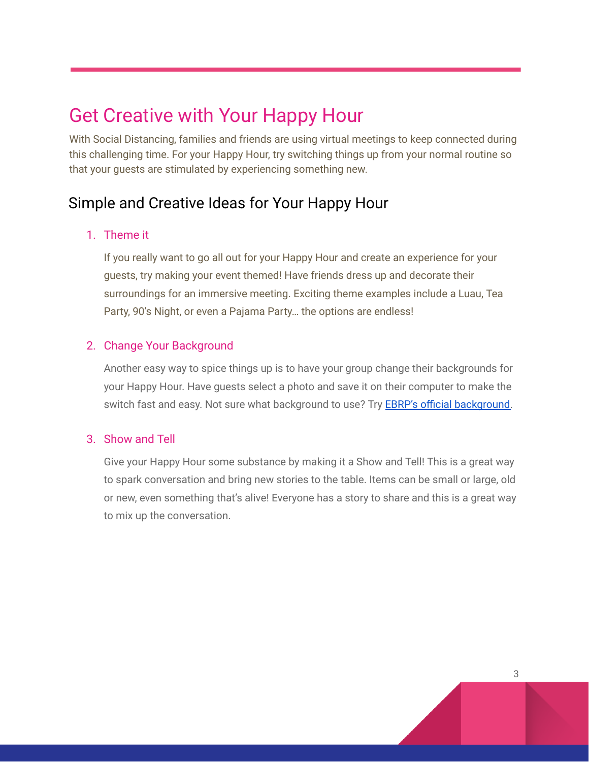# Get Creative with Your Happy Hour

With Social Distancing, families and friends are using virtual meetings to keep connected during this challenging time. For your Happy Hour, try switching things up from your normal routine so that your guests are stimulated by experiencing something new.

## Simple and Creative Ideas for Your Happy Hour

### 1. Theme it

If you really want to go all out for your Happy Hour and create an experience for your guests, try making your event themed! Have friends dress up and decorate their surroundings for an immersive meeting. Exciting theme examples include a Luau, Tea Party, 90's Night, or even a Pajama Party… the options are endless!

### 2. Change Your Background

Another easy way to spice things up is to have your group change their backgrounds for your Happy Hour. Have guests select a photo and save it on their computer to make the switch fast and easy. Not sure what background to use? Try EBRP's official background.

### 3. Show and Tell

Give your Happy Hour some substance by making it a Show and Tell! This is a great way to spark conversation and bring new stories to the table. Items can be small or large, old or new, even something that's alive! Everyone has a story to share and this is a great way to mix up the conversation.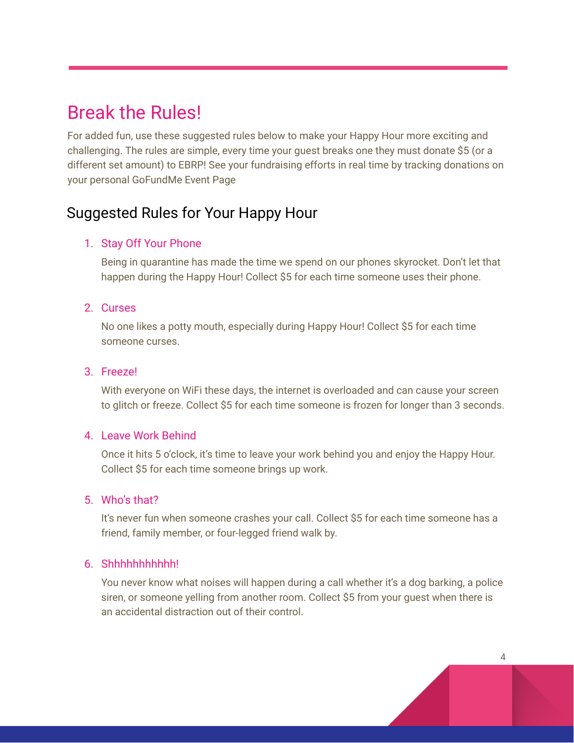# Break the Rules!

For added fun, use these suggested rules below to make your Happy Hour more exciting and challenging. The rules are simple, every time your guest breaks one they must donate $5 (or a different set amount) to EBRP! See your fundraising efforts in real time by tracking donations on your personal GoFundMe Event Page

## Suggested Rules for Your Happy Hour

1. Stay Off Your Phone

   Being in quarantine has made the time we spend on our phones skyrocket. Don't let that happen during the Happy Hour! Collect $5 for each time someone uses their phone.

2. Curses

   No one likes a potty mouth, especially during Happy Hour! Collect $5 for each time someone curses.

3. Freeze!

   With everyone on WiFi these days, the internet is overloaded and can cause your screen to glitch or freeze. Collect $5 for each time someone is frozen for longer than 3 seconds.

4. Leave Work Behind

   Once it hits 5 o'clock, it's time to leave your work behind you and enjoy the Happy Hour. Collect $5 for each time someone brings up work.

5. Who's that?

   It's never fun when someone crashes your call. Collect $5 for each time someone has a friend, family member, or four-legged friend walk by.

6. Shhhhhhhhhhh!

   You never know what noises will happen during a call whether it's a dog barking, a police siren, or someone yelling from another room. Collect $5 from your guest when there is an accidental distraction out of their control.